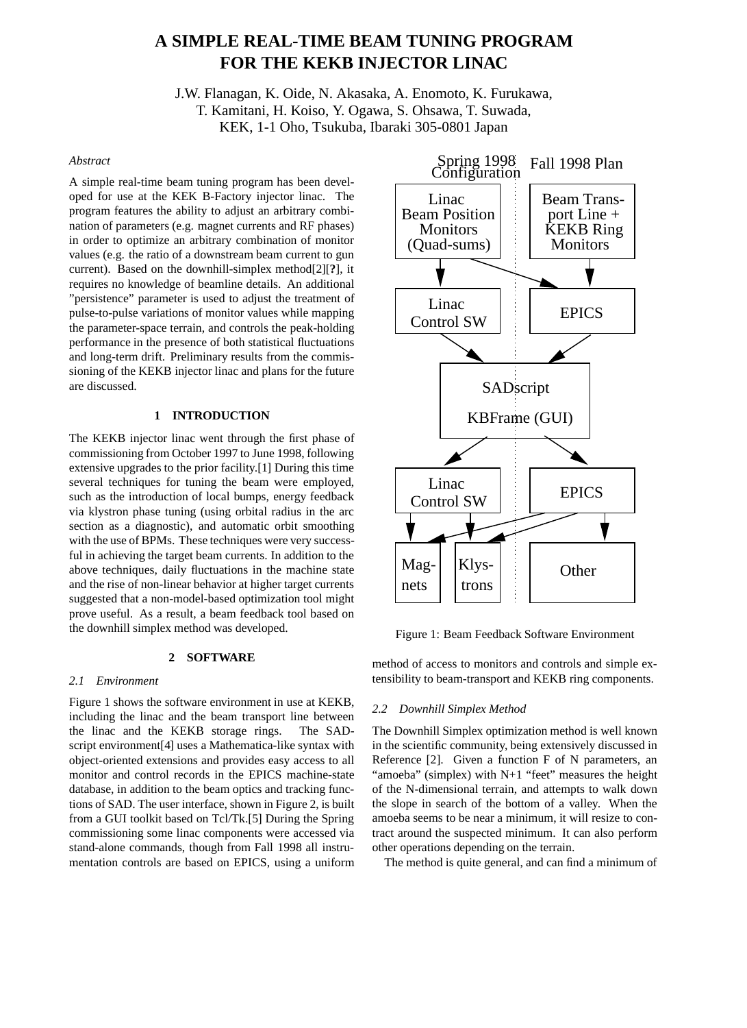# A SIMPLE REAL-TIME BEAM TUNING PROGRAM FOR THE KEKB INJECTOR LINAC

J.W. Flanagan, K. Oide, N. Akasaka, A. Enomoto, K. Furukawa, T. Kamitani, H. Koiso, Y. Ogawa, S. Ohsawa, T. Suwada, KEK, 1-1 Oho, Tsukuba, Ibaraki 305-0801 Japan

*Abstract*

A simple real-time beam tuning program has been developed for use at the KEK B-Factory injector linac. The program features the ability to adjust an arbitrary combination of parameters (e.g. magnet currents and RF phases) in order to optimize an arbitrary combination of monitor values (e.g. the ratio of a downstream beam current to gun current). Based on the downhill-simplex method[2][**?**], it requires no knowledge of beamline details. An additional "persistence" parameter is used to adjust the treatment of pulse-to-pulse variations of monitor values while mapping the parameter-space terrain, and controls the peak-holding performance in the presence of both statistical fluctuations and long-term drift. Preliminary results from the commissioning of the KEKB injector linac and plans for the future are discussed.

## 1 INTRODUCTION

The KEKB injector linac went through the first phase of commissioning from October 1997 to June 1998, following extensive upgrades to the prior facility.[1] During this time several techniques for tuning the beam were employed, such as the introduction of local bumps, energy feedback via klystron phase tuning (using orbital radius in the arc section as a diagnostic), and automatic orbit smoothing with the use of BPMs. These techniques were very successful in achieving the target beam currents. In addition to the above techniques, daily fluctuations in the machine state and the rise of non-linear behavior at higher target currents suggested that a non-model-based optimization tool might prove useful. As a result, a beam feedback tool based on the downhill simplex method was developed.

## 2 SOFTWARE

### 2.1 Environment

Figure 1 shows the software environment in use at KEKB, including the linac and the beam transport line between the linac and the KEKB storage rings. The SADscript environment[4] uses a Mathematica-like syntax with object-oriented extensions and provides easy access to all monitor and control records in the EPICS machine-state database, in addition to the beam optics and tracking functions of SAD. The user interface, shown in Figure 2, is built from a GUI toolkit based on Tcl/Tk.[5] During the Spring commissioning some linac components were accessed via stand-alone commands, though from Fall 1998 all instrumentation controls are based on EPICS, using a uniform method of access to monitors and controls and simple extensibility to beam-transport and KEKB ring components.

Figure 1: Beam Feedback Software Environment

### 2.2 Downhill Simplex Method

The Downhill Simplex optimization method is well known in the scientific community, being extensively discussed in Reference [2]. Given a function F of N parameters, an "amoeba" (simplex) with N+1 "feet" measures the height of the N-dimensional terrain, and attempts to walk down the slope in search of the bottom of a valley. When the amoeba seems to be near a minimum, it will resize to contract around the suspected minimum. It can also perform other operations depending on the terrain.

The method is quite general, and can find a minimum of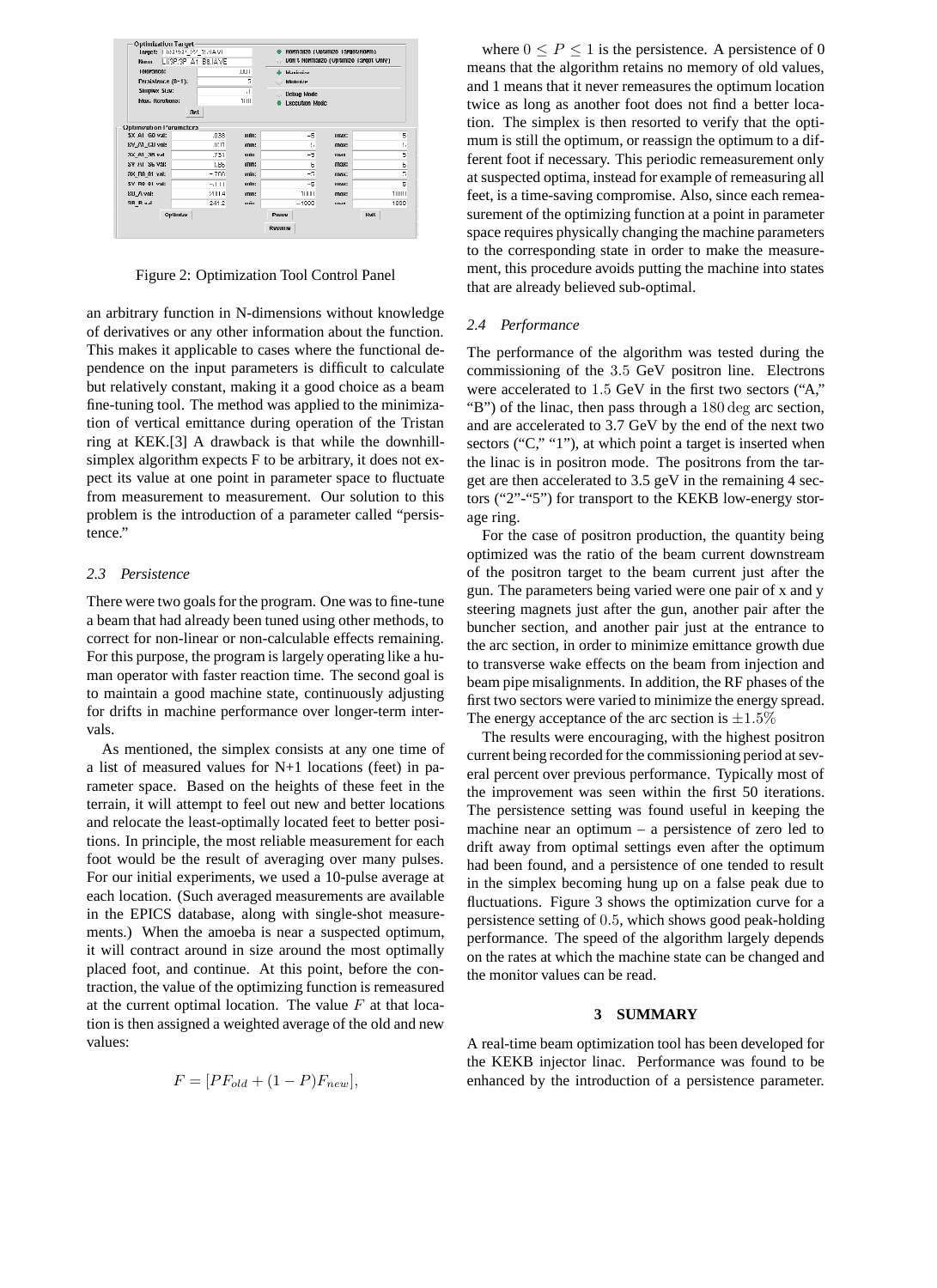Figure 2: Optimization Tool Control Panel

an arbitrary function in N-dimensions without knowledge of derivatives or any other information about the function. This makes it applicable to cases where the functional dependence on the input parameters is difficult to calculate but relatively constant, making it a good choice as a beam fine-tuning tool. The method was applied to the minimization of vertical emittance during operation of the Tristan ring at KEK.[3] A drawback is that while the downhill-simplex algorithm expects F to be arbitrary, it does not expect its value at one point in parameter space to fluctuate from measurement to measurement. Our solution to this problem is the introduction of a parameter called "persistence."

### *2.3 Persistence*

There were two goals for the program. One was to fine-tune a beam that had already been tuned using other methods, to correct for non-linear or non-calculable effects remaining. For this purpose, the program is largely operating like a human operator with faster reaction time. The second goal is to maintain a good machine state, continuously adjusting for drifts in machine performance over longer-term intervals.

As mentioned, the simplex consists at any one time of a list of measured values for N+1 locations (feet) in parameter space. Based on the heights of these feet in the terrain, it will attempt to feel out new and better locations and relocate the least-optimally located feet to better positions. In principle, the most reliable measurement for each foot would be the result of averaging over many pulses. For our initial experiments, we used a 10-pulse average at each location. (Such averaged measurements are available in the EPICS database, along with single-shot measurements.) When the amoeba is near a suspected optimum, it will contract around in size around the most optimally placed foot, and continue. At this point, before the contraction, the value of the optimizing function is remeasured at the current optimal location. The value $F$ at that location is then assigned a weighted average of the old and new values:

$$F = [PF_{old} + (1 - P)F_{new}],$$

where $0 \leq P \leq 1$ is the persistence. A persistence of 0 means that the algorithm retains no memory of old values, and 1 means that it never remeasures the optimum location twice as long as another foot does not find a better location. The simplex is then resorted to verify that the optimum is still the optimum, or reassign the optimum to a different foot if necessary. This periodic remeasurement only at suspected optima, instead for example of remeasuring all feet, is a time-saving compromise. Also, since each remeasurement of the optimizing function at a point in parameter space requires physically changing the machine parameters to the corresponding state in order to make the measurement, this procedure avoids putting the machine into states that are already believed sub-optimal.

### *2.4 Performance*

The performance of the algorithm was tested during the commissioning of the $3.5$ GeV positron line. Electrons were accelerated to $1.5$ GeV in the first two sectors ("A," "B") of the linac, then pass through a $180\,\deg$ arc section, and are accelerated to 3.7 GeV by the end of the next two sectors ("C," "1"), at which point a target is inserted when the linac is in positron mode. The positrons from the target are then accelerated to 3.5 geV in the remaining 4 sectors ("2"-"5") for transport to the KEKB low-energy storage ring.

For the case of positron production, the quantity being optimized was the ratio of the beam current downstream of the positron target to the beam current just after the gun. The parameters being varied were one pair of x and y steering magnets just after the gun, another pair after the buncher section, and another pair just at the entrance to the arc section, in order to minimize emittance growth due to transverse wake effects on the beam from injection and beam pipe misalignments. In addition, the RF phases of the first two sectors were varied to minimize the energy spread. The energy acceptance of the arc section is $\pm 1.5\%$

The results were encouraging, with the highest positron current being recorded for the commissioning period at several percent over previous performance. Typically most of the improvement was seen within the first 50 iterations. The persistence setting was found useful in keeping the machine near an optimum – a persistence of zero led to drift away from optimal settings even after the optimum had been found, and a persistence of one tended to result in the simplex becoming hung up on a false peak due to fluctuations. Figure 3 shows the optimization curve for a persistence setting of $0.5$, which shows good peak-holding performance. The speed of the algorithm largely depends on the rates at which the machine state can be changed and the monitor values can be read.

## 3 SUMMARY

A real-time beam optimization tool has been developed for the KEKB injector linac. Performance was found to be enhanced by the introduction of a persistence parameter.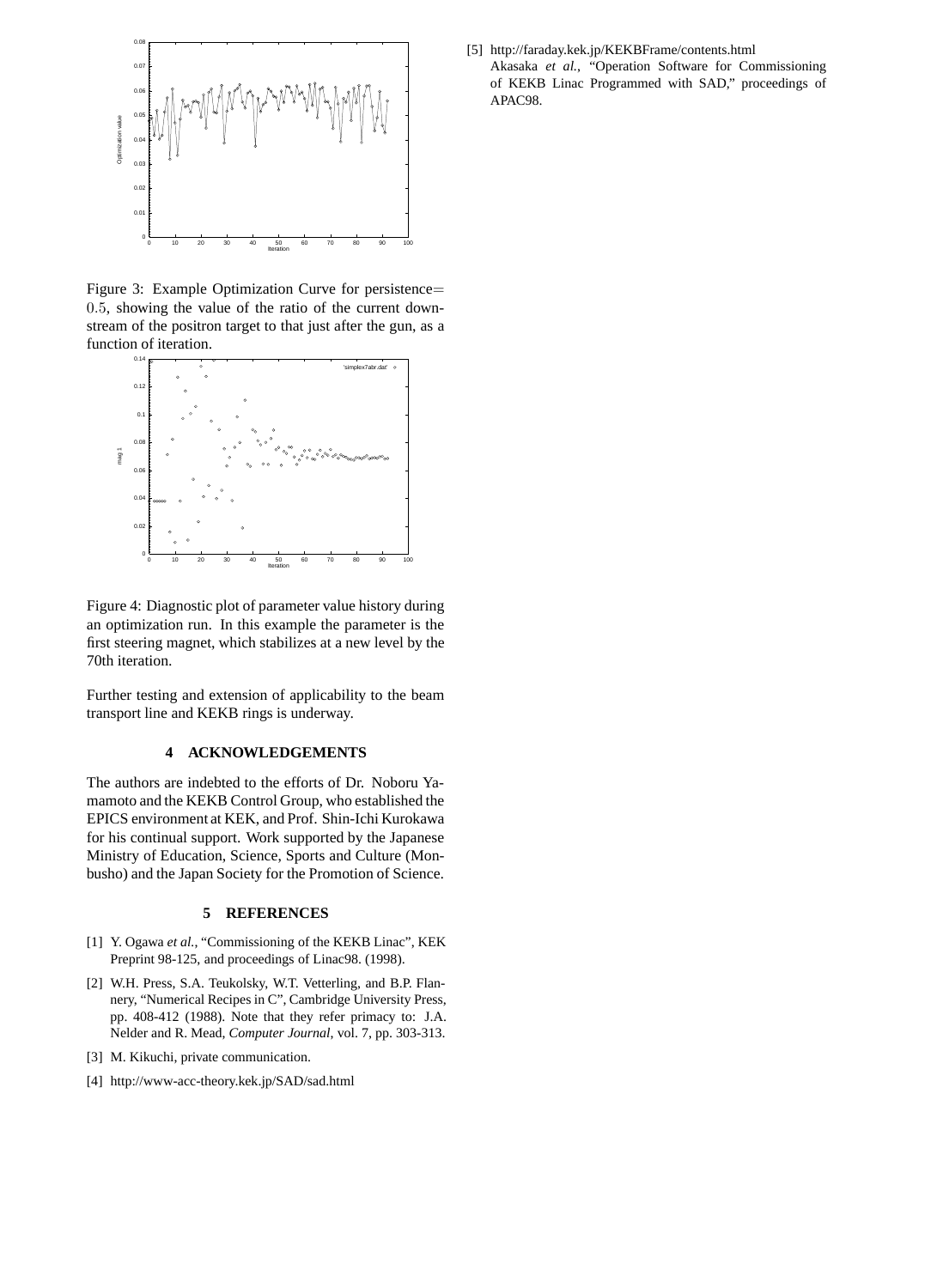0.08
0.07
0.06
0.05
0.04
0.03
0.02
0.01
0
Optimization value
0 10 20 30 40 50 60 70 80 90 100
Iteration

Figure 3: Example Optimization Curve for persistence= $0.5$, showing the value of the ratio of the current downstream of the positron target to that just after the gun, as a function of iteration.

0.14
0.12
0.1
0.08
0.06
0.04
0.02
0
mag 1
'simplex7abr.dat'
0 10 20 30 40 50 60 70 80 90 100
Iteration

Figure 4: Diagnostic plot of parameter value history during an optimization run. In this example the parameter is the first steering magnet, which stabilizes at a new level by the 70th iteration.

Further testing and extension of applicability to the beam transport line and KEKB rings is underway.

## 4 ACKNOWLEDGEMENTS

The authors are indebted to the efforts of Dr. Noboru Yamamoto and the KEKB Control Group, who established the EPICS environment at KEK, and Prof. Shin-Ichi Kurokawa for his continual support. Work supported by the Japanese Ministry of Education, Science, Sports and Culture (Monbusho) and the Japan Society for the Promotion of Science.

## 5 REFERENCES

[1] Y. Ogawa *et al.*, "Commissioning of the KEKB Linac", KEK Preprint 98-125, and proceedings of Linac98. (1998).

[2] W.H. Press, S.A. Teukolsky, W.T. Vetterling, and B.P. Flannery, "Numerical Recipes in C", Cambridge University Press, pp. 408-412 (1988). Note that they refer primacy to: J.A. Nelder and R. Mead, *Computer Journal*, vol. 7, pp. 303-313.

[3] M. Kikuchi, private communication.

[4] http://www-acc-theory.kek.jp/SAD/sad.html

[5] http://faraday.kek.jp/KEKBFrame/contents.html
Akasaka *et al.*, "Operation Software for Commissioning of KEKB Linac Programmed with SAD," proceedings of APAC98.